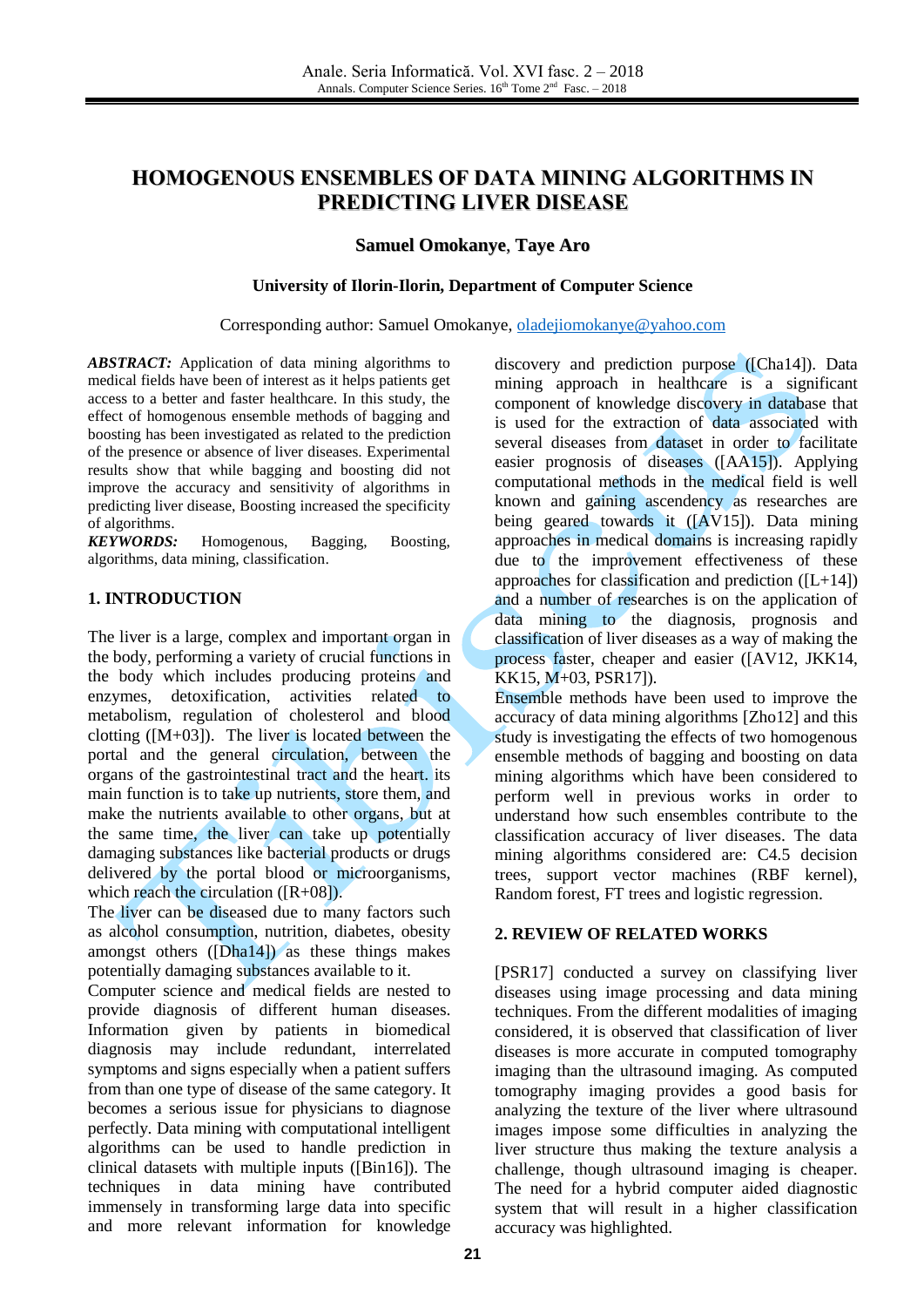# HOMOGENOUS ENSEMBLES OF DATA MINING ALGORITHMS IN PREDICTING LIVER DISEASE

**Samuel Omokanye, Taye Aro**

**University of Ilorin-Ilorin, Department of Computer Science**

Corresponding author: Samuel Omokanye, oladejiomokanye@yahoo.com

***ABSTRACT:*** Application of data mining algorithms to medical fields have been of interest as it helps patients get access to a better and faster healthcare. In this study, the effect of homogenous ensemble methods of bagging and boosting has been investigated as related to the prediction of the presence or absence of liver diseases. Experimental results show that while bagging and boosting did not improve the accuracy and sensitivity of algorithms in predicting liver disease, Boosting increased the specificity of algorithms.

***KEYWORDS:*** Homogenous, Bagging, Boosting, algorithms, data mining, classification.

## 1. INTRODUCTION

The liver is a large, complex and important organ in the body, performing a variety of crucial functions in the body which includes producing proteins and enzymes, detoxification, activities related to metabolism, regulation of cholesterol and blood clotting ([M+03]). The liver is located between the portal and the general circulation, between the organs of the gastrointestinal tract and the heart. its main function is to take up nutrients, store them, and make the nutrients available to other organs, but at the same time, the liver can take up potentially damaging substances like bacterial products or drugs delivered by the portal blood or microorganisms, which reach the circulation ([R+08]).

The liver can be diseased due to many factors such as alcohol consumption, nutrition, diabetes, obesity amongst others ([Dha14]) as these things makes potentially damaging substances available to it.

Computer science and medical fields are nested to provide diagnosis of different human diseases. Information given by patients in biomedical diagnosis may include redundant, interrelated symptoms and signs especially when a patient suffers from than one type of disease of the same category. It becomes a serious issue for physicians to diagnose perfectly. Data mining with computational intelligent algorithms can be used to handle prediction in clinical datasets with multiple inputs ([Bin16]). The techniques in data mining have contributed immensely in transforming large data into specific and more relevant information for knowledge discovery and prediction purpose ([Cha14]). Data mining approach in healthcare is a significant component of knowledge discovery in database that is used for the extraction of data associated with several diseases from dataset in order to facilitate easier prognosis of diseases ([AA15]). Applying computational methods in the medical field is well known and gaining ascendency as researches are being geared towards it ([AV15]). Data mining approaches in medical domains is increasing rapidly due to the improvement effectiveness of these approaches for classification and prediction ([L+14]) and a number of researches is on the application of data mining to the diagnosis, prognosis and classification of liver diseases as a way of making the process faster, cheaper and easier ([AV12, JKK14, KK15, M+03, PSR17]).

Ensemble methods have been used to improve the accuracy of data mining algorithms [Zho12] and this study is investigating the effects of two homogenous ensemble methods of bagging and boosting on data mining algorithms which have been considered to perform well in previous works in order to understand how such ensembles contribute to the classification accuracy of liver diseases. The data mining algorithms considered are: C4.5 decision trees, support vector machines (RBF kernel), Random forest, FT trees and logistic regression.

## 2. REVIEW OF RELATED WORKS

[PSR17] conducted a survey on classifying liver diseases using image processing and data mining techniques. From the different modalities of imaging considered, it is observed that classification of liver diseases is more accurate in computed tomography imaging than the ultrasound imaging. As computed tomography imaging provides a good basis for analyzing the texture of the liver where ultrasound images impose some difficulties in analyzing the liver structure thus making the texture analysis a challenge, though ultrasound imaging is cheaper. The need for a hybrid computer aided diagnostic system that will result in a higher classification accuracy was highlighted.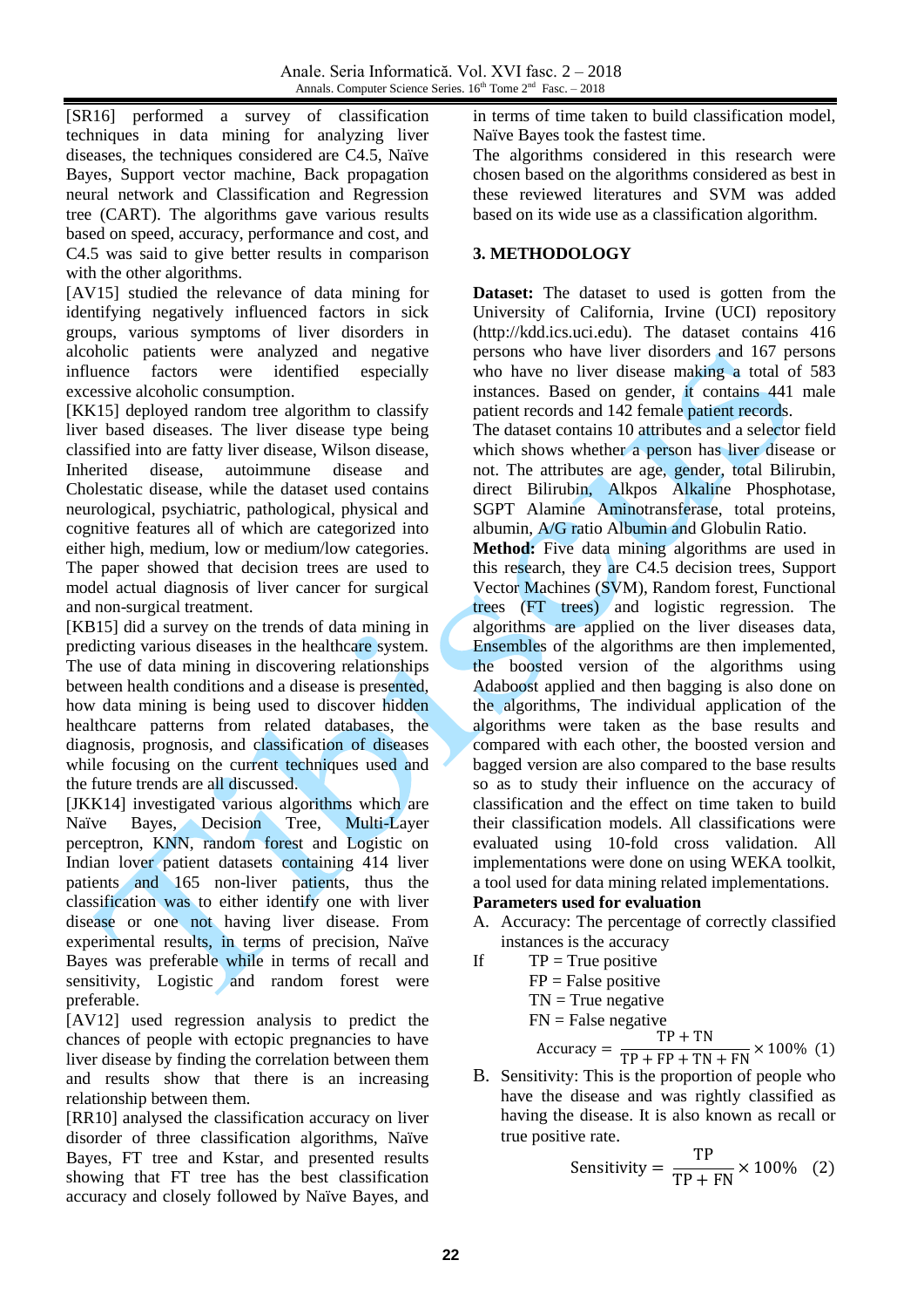[SR16] performed a survey of classification techniques in data mining for analyzing liver diseases, the techniques considered are C4.5, Naïve Bayes, Support vector machine, Back propagation neural network and Classification and Regression tree (CART). The algorithms gave various results based on speed, accuracy, performance and cost, and C4.5 was said to give better results in comparison with the other algorithms.

[AV15] studied the relevance of data mining for identifying negatively influenced factors in sick groups, various symptoms of liver disorders in alcoholic patients were analyzed and negative influence factors were identified especially excessive alcoholic consumption.

[KK15] deployed random tree algorithm to classify liver based diseases. The liver disease type being classified into are fatty liver disease, Wilson disease, Inherited disease, autoimmune disease and Cholestatic disease, while the dataset used contains neurological, psychiatric, pathological, physical and cognitive features all of which are categorized into either high, medium, low or medium/low categories. The paper showed that decision trees are used to model actual diagnosis of liver cancer for surgical and non-surgical treatment.

[KB15] did a survey on the trends of data mining in predicting various diseases in the healthcare system. The use of data mining in discovering relationships between health conditions and a disease is presented, how data mining is being used to discover hidden healthcare patterns from related databases, the diagnosis, prognosis, and classification of diseases while focusing on the current techniques used and the future trends are all discussed.

[JKK14] investigated various algorithms which are Naïve Bayes, Decision Tree, Multi-Layer perceptron, KNN, random forest and Logistic on Indian lover patient datasets containing 414 liver patients and 165 non-liver patients, thus the classification was to either identify one with liver disease or one not having liver disease. From experimental results, in terms of precision, Naïve Bayes was preferable while in terms of recall and sensitivity, Logistic and random forest were preferable.

[AV12] used regression analysis to predict the chances of people with ectopic pregnancies to have liver disease by finding the correlation between them and results show that there is an increasing relationship between them.

[RR10] analysed the classification accuracy on liver disorder of three classification algorithms, Naïve Bayes, FT tree and Kstar, and presented results showing that FT tree has the best classification accuracy and closely followed by Naïve Bayes, and in terms of time taken to build classification model, Naïve Bayes took the fastest time.

The algorithms considered in this research were chosen based on the algorithms considered as best in these reviewed literatures and SVM was added based on its wide use as a classification algorithm.

## 3. METHODOLOGY

**Dataset:** The dataset to used is gotten from the University of California, Irvine (UCI) repository (http://kdd.ics.uci.edu). The dataset contains 416 persons who have liver disorders and 167 persons who have no liver disease making a total of 583 instances. Based on gender, it contains 441 male patient records and 142 female patient records.

The dataset contains 10 attributes and a selector field which shows whether a person has liver disease or not. The attributes are age, gender, total Bilirubin, direct Bilirubin, Alkpos Alkaline Phosphotase, SGPT Alamine Aminotransferase, total proteins, albumin, A/G ratio Albumin and Globulin Ratio.

**Method:** Five data mining algorithms are used in this research, they are C4.5 decision trees, Support Vector Machines (SVM), Random forest, Functional trees (FT trees) and logistic regression. The algorithms are applied on the liver diseases data, Ensembles of the algorithms are then implemented, the boosted version of the algorithms using Adaboost applied and then bagging is also done on the algorithms, The individual application of the algorithms were taken as the base results and compared with each other, the boosted version and bagged version are also compared to the base results so as to study their influence on the accuracy of classification and the effect on time taken to build their classification models. All classifications were evaluated using 10-fold cross validation. All implementations were done on using WEKA toolkit, a tool used for data mining related implementations.

**Parameters used for evaluation**

A. Accuracy: The percentage of correctly classified instances is the accuracy

If TP = True positive
FP = False positive
TN = True negative
FN = False negative

$$\text{Accuracy} = \frac{\text{TP} + \text{TN}}{\text{TP} + \text{FP} + \text{TN} + \text{FN}} \times 100\% \quad (1)$$

B. Sensitivity: This is the proportion of people who have the disease and was rightly classified as having the disease. It is also known as recall or true positive rate.

$$\text{Sensitivity} = \frac{\text{TP}}{\text{TP} + \text{FN}} \times 100\% \quad (2)$$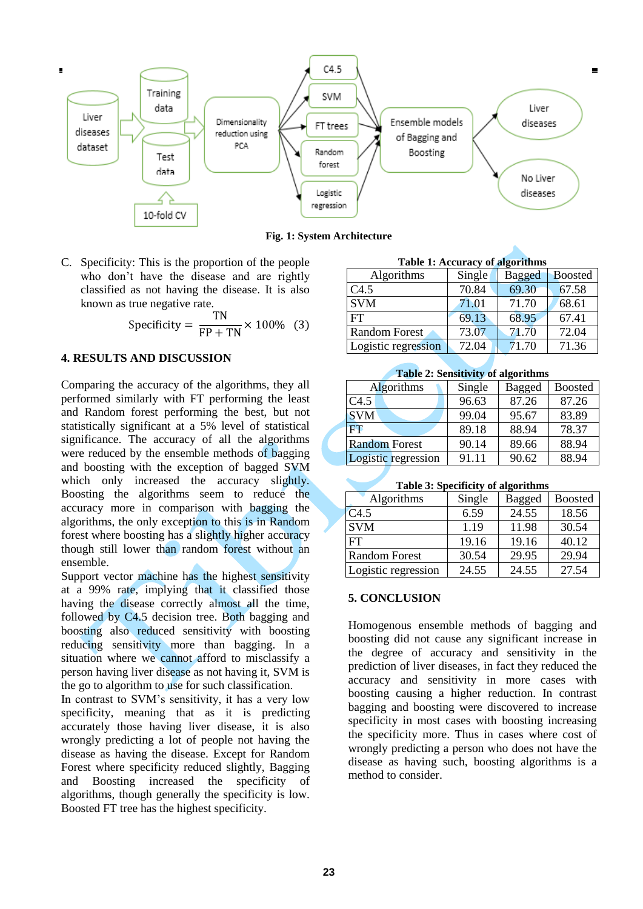Fig. 1: System Architecture

C. Specificity: This is the proportion of the people who don't have the disease and are rightly classified as not having the disease. It is also known as true negative rate.

$$\text{Specificity} = \frac{TN}{FP + TN} \times 100\% \quad (3)$$

## 4. RESULTS AND DISCUSSION

Comparing the accuracy of the algorithms, they all performed similarly with FT performing the least and Random forest performing the best, but not statistically significant at a 5% level of statistical significance. The accuracy of all the algorithms were reduced by the ensemble methods of bagging and boosting with the exception of bagged SVM which only increased the accuracy slightly. Boosting the algorithms seem to reduce the accuracy more in comparison with bagging the algorithms, the only exception to this is in Random forest where boosting has a slightly higher accuracy though still lower than random forest without an ensemble.

Support vector machine has the highest sensitivity at a 99% rate, implying that it classified those having the disease correctly almost all the time, followed by C4.5 decision tree. Both bagging and boosting also reduced sensitivity with boosting reducing sensitivity more than bagging. In a situation where we cannot afford to misclassify a person having liver disease as not having it, SVM is the go to algorithm to use for such classification.

In contrast to SVM's sensitivity, it has a very low specificity, meaning that as it is predicting accurately those having liver disease, it is also wrongly predicting a lot of people not having the disease as having the disease. Except for Random Forest where specificity reduced slightly, Bagging and Boosting increased the specificity of algorithms, though generally the specificity is low. Boosted FT tree has the highest specificity.

**Table 1: Accuracy of algorithms**

| Algorithms | Single | Bagged | Boosted |
|---|---|---|---|
| C4.5 | 70.84 | 69.30 | 67.58 |
| SVM | 71.01 | 71.70 | 68.61 |
| FT | 69.13 | 68.95 | 67.41 |
| Random Forest | 73.07 | 71.70 | 72.04 |
| Logistic regression | 72.04 | 71.70 | 71.36 |

**Table 2: Sensitivity of algorithms**

| Algorithms | Single | Bagged | Boosted |
|---|---|---|---|
| C4.5 | 96.63 | 87.26 | 87.26 |
| SVM | 99.04 | 95.67 | 83.89 |
| FT | 89.18 | 88.94 | 78.37 |
| Random Forest | 90.14 | 89.66 | 88.94 |
| Logistic regression | 91.11 | 90.62 | 88.94 |

**Table 3: Specificity of algorithms**

| Algorithms | Single | Bagged | Boosted |
|---|---|---|---|
| C4.5 | 6.59 | 24.55 | 18.56 |
| SVM | 1.19 | 11.98 | 30.54 |
| FT | 19.16 | 19.16 | 40.12 |
| Random Forest | 30.54 | 29.95 | 29.94 |
| Logistic regression | 24.55 | 24.55 | 27.54 |

## 5. CONCLUSION

Homogenous ensemble methods of bagging and boosting did not cause any significant increase in the degree of accuracy and sensitivity in the prediction of liver diseases, in fact they reduced the accuracy and sensitivity in more cases with boosting causing a higher reduction. In contrast bagging and boosting were discovered to increase specificity in most cases with boosting increasing the specificity more. Thus in cases where cost of wrongly predicting a person who does not have the disease as having such, boosting algorithms is a method to consider.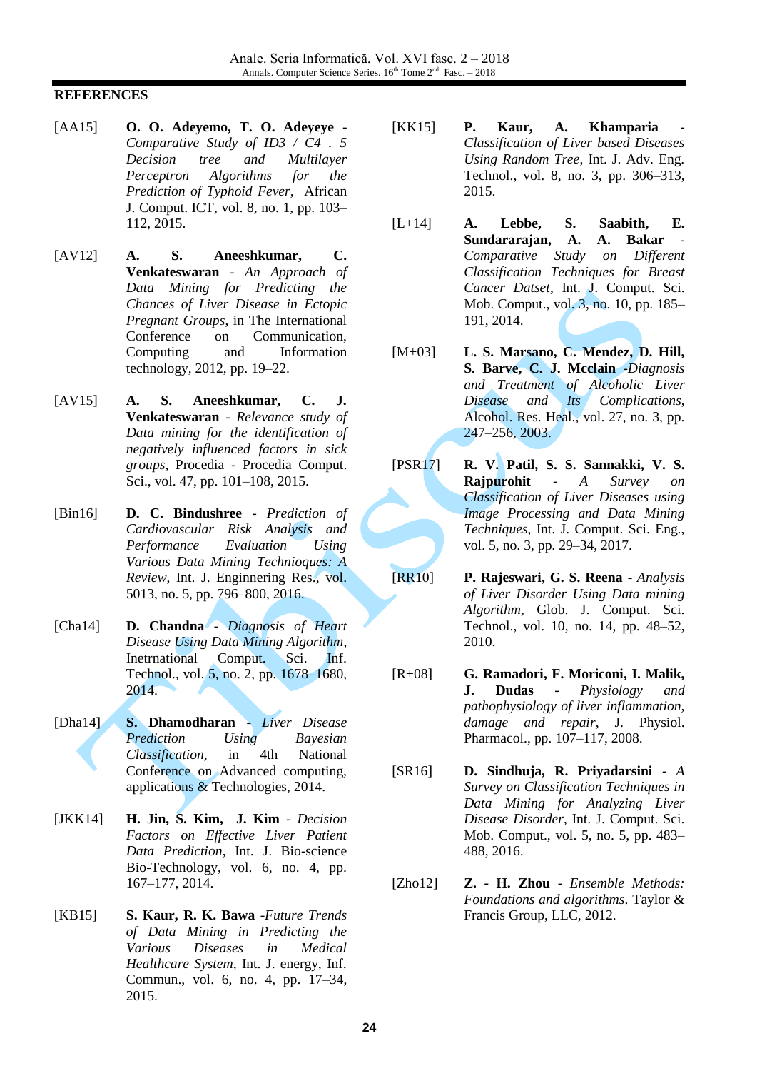## REFERENCES

[AA15] **O. O. Adeyemo, T. O. Adeyeye** - *Comparative Study of ID3 / C4 . 5 Decision tree and Multilayer Perceptron Algorithms for the Prediction of Typhoid Fever*, African J. Comput. ICT, vol. 8, no. 1, pp. 103–112, 2015.

[AV12] **A. S. Aneeshkumar, C. Venkateswaran** - *An Approach of Data Mining for Predicting the Chances of Liver Disease in Ectopic Pregnant Groups*, in The International Conference on Communication, Computing and Information technology, 2012, pp. 19–22.

[AV15] **A. S. Aneeshkumar, C. J. Venkateswaran** - *Relevance study of Data mining for the identification of negatively influenced factors in sick groups*, Procedia - Procedia Comput. Sci., vol. 47, pp. 101–108, 2015.

[Bin16] **D. C. Bindushree** - *Prediction of Cardiovascular Risk Analysis and Performance Evaluation Using Various Data Mining Technioques: A Review*, Int. J. Enginnering Res., vol. 5013, no. 5, pp. 796–800, 2016.

[Cha14] **D. Chandna** - *Diagnosis of Heart Disease Using Data Mining Algorithm*, Inetrnational Comput. Sci. Inf. Technol., vol. 5, no. 2, pp. 1678–1680, 2014.

[Dha14] **S. Dhamodharan** - *Liver Disease Prediction Using Bayesian Classification*, in 4th National Conference on Advanced computing, applications & Technologies, 2014.

[JKK14] **H. Jin, S. Kim, J. Kim** - *Decision Factors on Effective Liver Patient Data Prediction*, Int. J. Bio-science Bio-Technology, vol. 6, no. 4, pp. 167–177, 2014.

[KB15] **S. Kaur, R. K. Bawa** -*Future Trends of Data Mining in Predicting the Various Diseases in Medical Healthcare System*, Int. J. energy, Inf. Commun., vol. 6, no. 4, pp. 17–34, 2015.

[KK15] **P. Kaur, A. Khamparia** - *Classification of Liver based Diseases Using Random Tree*, Int. J. Adv. Eng. Technol., vol. 8, no. 3, pp. 306–313, 2015.

[L+14] **A. Lebbe, S. Saabith, E. Sundararajan, A. A. Bakar** - *Comparative Study on Different Classification Techniques for Breast Cancer Datset*, Int. J. Comput. Sci. Mob. Comput., vol. 3, no. 10, pp. 185–191, 2014.

[M+03] **L. S. Marsano, C. Mendez, D. Hill, S. Barve, C. J. Mcclain** -*Diagnosis and Treatment of Alcoholic Liver Disease and Its Complications*, Alcohol. Res. Heal., vol. 27, no. 3, pp. 247–256, 2003.

[PSR17] **R. V. Patil, S. S. Sannakki, V. S. Rajpurohit** - *A Survey on Classification of Liver Diseases using Image Processing and Data Mining Techniques*, Int. J. Comput. Sci. Eng., vol. 5, no. 3, pp. 29–34, 2017.

[RR10] **P. Rajeswari, G. S. Reena** - *Analysis of Liver Disorder Using Data mining Algorithm*, Glob. J. Comput. Sci. Technol., vol. 10, no. 14, pp. 48–52, 2010.

[R+08] **G. Ramadori, F. Moriconi, I. Malik, J. Dudas** - *Physiology and pathophysiology of liver inflammation, damage and repair*, J. Physiol. Pharmacol., pp. 107–117, 2008.

[SR16] **D. Sindhuja, R. Priyadarsini** - *A Survey on Classification Techniques in Data Mining for Analyzing Liver Disease Disorder*, Int. J. Comput. Sci. Mob. Comput., vol. 5, no. 5, pp. 483–488, 2016.

[Zho12] **Z. - H. Zhou** - *Ensemble Methods: Foundations and algorithms*. Taylor & Francis Group, LLC, 2012.